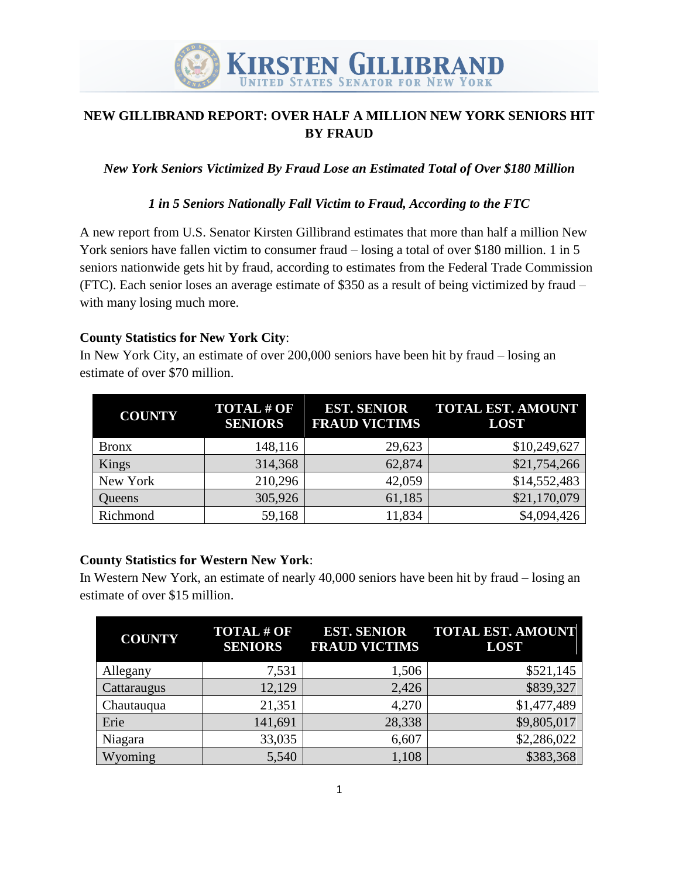KIRSTEN GILLIBRAND
UNITED STATES SENATOR FOR NEW YORK

# NEW GILLIBRAND REPORT: OVER HALF A MILLION NEW YORK SENIORS HIT BY FRAUD

*New York Seniors Victimized By Fraud Lose an Estimated Total of Over $180 Million*

*1 in 5 Seniors Nationally Fall Victim to Fraud, According to the FTC*

A new report from U.S. Senator Kirsten Gillibrand estimates that more than half a million New York seniors have fallen victim to consumer fraud – losing a total of over $180 million. 1 in 5 seniors nationwide gets hit by fraud, according to estimates from the Federal Trade Commission (FTC). Each senior loses an average estimate of $350 as a result of being victimized by fraud – with many losing much more.

**County Statistics for New York City**:
In New York City, an estimate of over 200,000 seniors have been hit by fraud – losing an estimate of over $70 million.

| COUNTY | TOTAL # OF SENIORS | EST. SENIOR FRAUD VICTIMS | TOTAL EST. AMOUNT LOST |
|---|---|---|---|
| Bronx | 148,116 | 29,623 | $10,249,627 |
| Kings | 314,368 | 62,874 | $21,754,266 |
| New York | 210,296 | 42,059 | $14,552,483 |
| Queens | 305,926 | 61,185 | $21,170,079 |
| Richmond | 59,168 | 11,834 | $4,094,426 |

**County Statistics for Western New York**:
In Western New York, an estimate of nearly 40,000 seniors have been hit by fraud – losing an estimate of over $15 million.

| COUNTY | TOTAL # OF SENIORS | EST. SENIOR FRAUD VICTIMS | TOTAL EST. AMOUNT LOST |
|---|---|---|---|
| Allegany | 7,531 | 1,506 | $521,145 |
| Cattaraugus | 12,129 | 2,426 | $839,327 |
| Chautauqua | 21,351 | 4,270 | $1,477,489 |
| Erie | 141,691 | 28,338 | $9,805,017 |
| Niagara | 33,035 | 6,607 | $2,286,022 |
| Wyoming | 5,540 | 1,108 | $383,368 |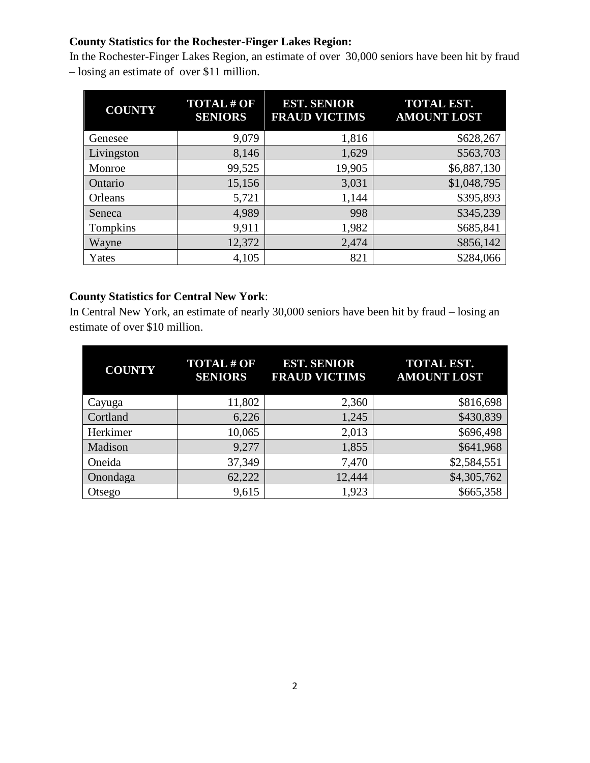**County Statistics for the Rochester-Finger Lakes Region:**

In the Rochester-Finger Lakes Region, an estimate of over 30,000 seniors have been hit by fraud – losing an estimate of over $11 million.

| COUNTY | TOTAL # OF SENIORS | EST. SENIOR FRAUD VICTIMS | TOTAL EST. AMOUNT LOST |
|---|---|---|---|
| Genesee | 9,079 | 1,816 | $628,267 |
| Livingston | 8,146 | 1,629 | $563,703 |
| Monroe | 99,525 | 19,905 | $6,887,130 |
| Ontario | 15,156 | 3,031 | $1,048,795 |
| Orleans | 5,721 | 1,144 | $395,893 |
| Seneca | 4,989 | 998 | $345,239 |
| Tompkins | 9,911 | 1,982 | $685,841 |
| Wayne | 12,372 | 2,474 | $856,142 |
| Yates | 4,105 | 821 | $284,066 |

**County Statistics for Central New York**:

In Central New York, an estimate of nearly 30,000 seniors have been hit by fraud – losing an estimate of over $10 million.

| COUNTY | TOTAL # OF SENIORS | EST. SENIOR FRAUD VICTIMS | TOTAL EST. AMOUNT LOST |
|---|---|---|---|
| Cayuga | 11,802 | 2,360 | $816,698 |
| Cortland | 6,226 | 1,245 | $430,839 |
| Herkimer | 10,065 | 2,013 | $696,498 |
| Madison | 9,277 | 1,855 | $641,968 |
| Oneida | 37,349 | 7,470 | $2,584,551 |
| Onondaga | 62,222 | 12,444 | $4,305,762 |
| Otsego | 9,615 | 1,923 | $665,358 |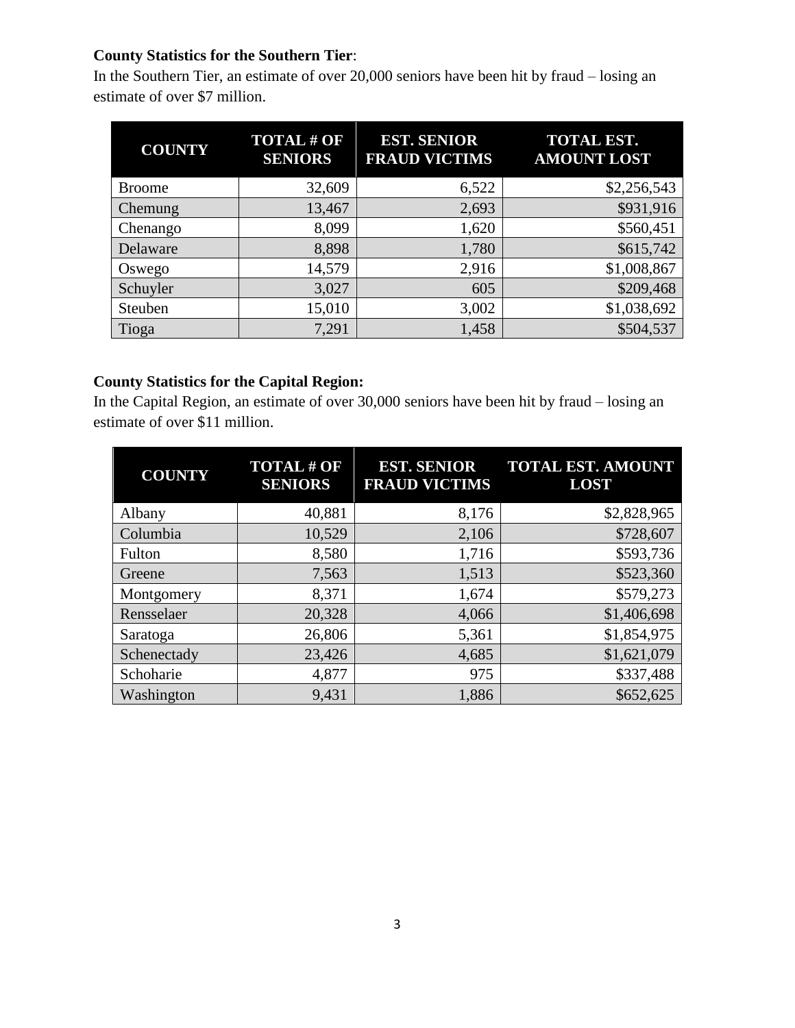**County Statistics for the Southern Tier**:

In the Southern Tier, an estimate of over 20,000 seniors have been hit by fraud – losing an estimate of over $7 million.

| COUNTY | TOTAL # OF SENIORS | EST. SENIOR FRAUD VICTIMS | TOTAL EST. AMOUNT LOST |
|---|---:|---:|---:|
| Broome | 32,609 | 6,522 | $2,256,543 |
| Chemung | 13,467 | 2,693 | $931,916 |
| Chenango | 8,099 | 1,620 | $560,451 |
| Delaware | 8,898 | 1,780 | $615,742 |
| Oswego | 14,579 | 2,916 | $1,008,867 |
| Schuyler | 3,027 | 605 | $209,468 |
| Steuben | 15,010 | 3,002 | $1,038,692 |
| Tioga | 7,291 | 1,458 | $504,537 |

**County Statistics for the Capital Region:**

In the Capital Region, an estimate of over 30,000 seniors have been hit by fraud – losing an estimate of over $11 million.

| COUNTY | TOTAL # OF SENIORS | EST. SENIOR FRAUD VICTIMS | TOTAL EST. AMOUNT LOST |
|---|---:|---:|---:|
| Albany | 40,881 | 8,176 | $2,828,965 |
| Columbia | 10,529 | 2,106 | $728,607 |
| Fulton | 8,580 | 1,716 | $593,736 |
| Greene | 7,563 | 1,513 | $523,360 |
| Montgomery | 8,371 | 1,674 | $579,273 |
| Rensselaer | 20,328 | 4,066 | $1,406,698 |
| Saratoga | 26,806 | 5,361 | $1,854,975 |
| Schenectady | 23,426 | 4,685 | $1,621,079 |
| Schoharie | 4,877 | 975 | $337,488 |
| Washington | 9,431 | 1,886 | $652,625 |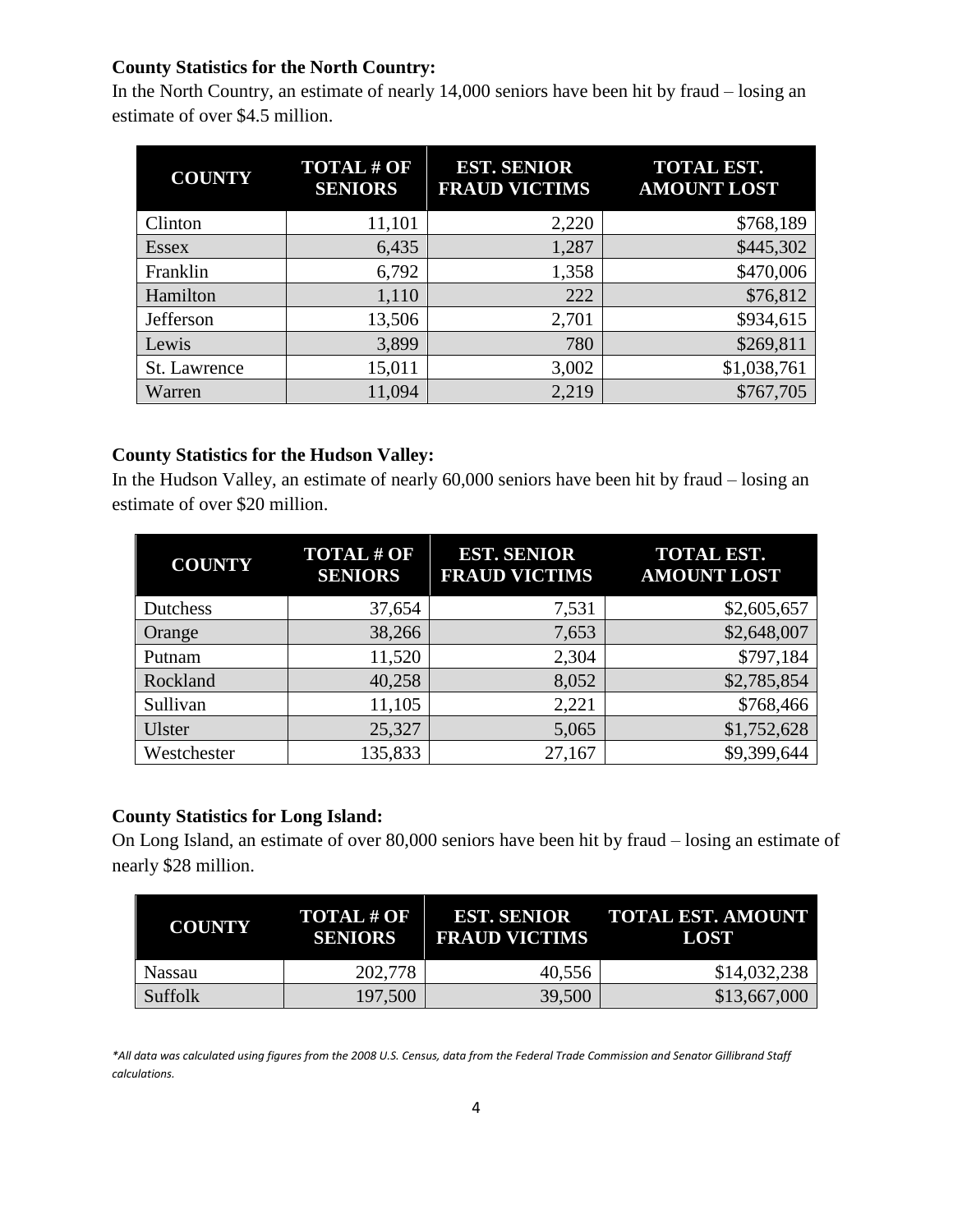**County Statistics for the North Country:**

In the North Country, an estimate of nearly 14,000 seniors have been hit by fraud – losing an estimate of over $4.5 million.

| COUNTY | TOTAL # OF SENIORS | EST. SENIOR FRAUD VICTIMS | TOTAL EST. AMOUNT LOST |
|---|---|---|---|
| Clinton | 11,101 | 2,220 | $768,189 |
| Essex | 6,435 | 1,287 | $445,302 |
| Franklin | 6,792 | 1,358 | $470,006 |
| Hamilton | 1,110 | 222 | $76,812 |
| Jefferson | 13,506 | 2,701 | $934,615 |
| Lewis | 3,899 | 780 | $269,811 |
| St. Lawrence | 15,011 | 3,002 | $1,038,761 |
| Warren | 11,094 | 2,219 | $767,705 |

**County Statistics for the Hudson Valley:**

In the Hudson Valley, an estimate of nearly 60,000 seniors have been hit by fraud – losing an estimate of over $20 million.

| COUNTY | TOTAL # OF SENIORS | EST. SENIOR FRAUD VICTIMS | TOTAL EST. AMOUNT LOST |
|---|---|---|---|
| Dutchess | 37,654 | 7,531 | $2,605,657 |
| Orange | 38,266 | 7,653 | $2,648,007 |
| Putnam | 11,520 | 2,304 | $797,184 |
| Rockland | 40,258 | 8,052 | $2,785,854 |
| Sullivan | 11,105 | 2,221 | $768,466 |
| Ulster | 25,327 | 5,065 | $1,752,628 |
| Westchester | 135,833 | 27,167 | $9,399,644 |

**County Statistics for Long Island:**

On Long Island, an estimate of over 80,000 seniors have been hit by fraud – losing an estimate of nearly $28 million.

| COUNTY | TOTAL # OF SENIORS | EST. SENIOR FRAUD VICTIMS | TOTAL EST. AMOUNT LOST |
|---|---|---|---|
| Nassau | 202,778 | 40,556 | $14,032,238 |
| Suffolk | 197,500 | 39,500 | $13,667,000 |

**All data was calculated using figures from the 2008 U.S. Census, data from the Federal Trade Commission and Senator Gillibrand Staff calculations.*